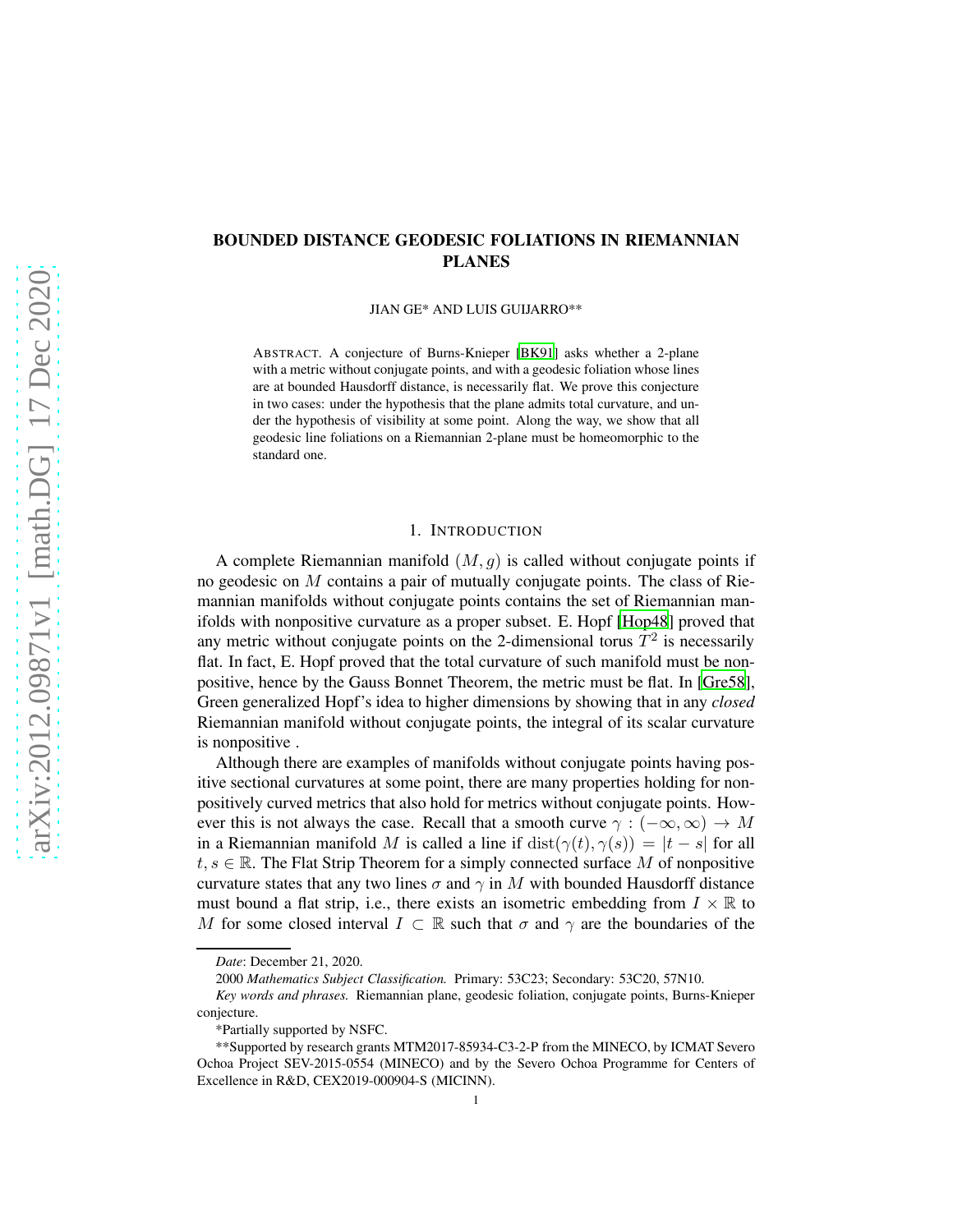# BOUNDED DISTANCE GEODESIC FOLIATIONS IN RIEMANNIAN PLANES

JIAN GE* AND LUIS GUIJARRO**

ABSTRACT. A conjecture of Burns-Knieper [BK91] asks whether a 2-plane with a metric without conjugate points, and with a geodesic foliation whose lines are at bounded Hausdorff distance, is necessarily flat. We prove this conjecture in two cases: under the hypothesis that the plane admits total curvature, and under the hypothesis of visibility at some point. Along the way, we show that all geodesic line foliations on a Riemannian 2-plane must be homeomorphic to the standard one.

## 1. INTRODUCTION

A complete Riemannian manifold $(M, g)$ is called without conjugate points if no geodesic on $M$ contains a pair of mutually conjugate points. The class of Riemannian manifolds without conjugate points contains the set of Riemannian manifolds with nonpositive curvature as a proper subset. E. Hopf [Hop48] proved that any metric without conjugate points on the 2-dimensional torus $T^2$ is necessarily flat. In fact, E. Hopf proved that the total curvature of such manifold must be nonpositive, hence by the Gauss Bonnet Theorem, the metric must be flat. In [Gre58], Green generalized Hopf's idea to higher dimensions by showing that in any *closed* Riemannian manifold without conjugate points, the integral of its scalar curvature is nonpositive .

Although there are examples of manifolds without conjugate points having positive sectional curvatures at some point, there are many properties holding for nonpositively curved metrics that also hold for metrics without conjugate points. However this is not always the case. Recall that a smooth curve $\gamma : (-\infty, \infty) \to M$ in a Riemannian manifold $M$ is called a line if $\mathrm{dist}(\gamma(t), \gamma(s)) = |t - s|$ for all $t, s \in \mathbb{R}$. The Flat Strip Theorem for a simply connected surface $M$ of nonpositive curvature states that any two lines $\sigma$ and $\gamma$ in $M$ with bounded Hausdorff distance must bound a flat strip, i.e., there exists an isometric embedding from $I \times \mathbb{R}$ to $M$ for some closed interval $I \subset \mathbb{R}$ such that $\sigma$ and $\gamma$ are the boundaries of the

---

*Date*: December 21, 2020.

2000 *Mathematics Subject Classification.* Primary: 53C23; Secondary: 53C20, 57N10.

*Key words and phrases.* Riemannian plane, geodesic foliation, conjugate points, Burns-Knieper conjecture.

*Partially supported by NSFC.

**Supported by research grants MTM2017-85934-C3-2-P from the MINECO, by ICMAT Severo Ochoa Project SEV-2015-0554 (MINECO) and by the Severo Ochoa Programme for Centers of Excellence in R&D, CEX2019-000904-S (MICINN).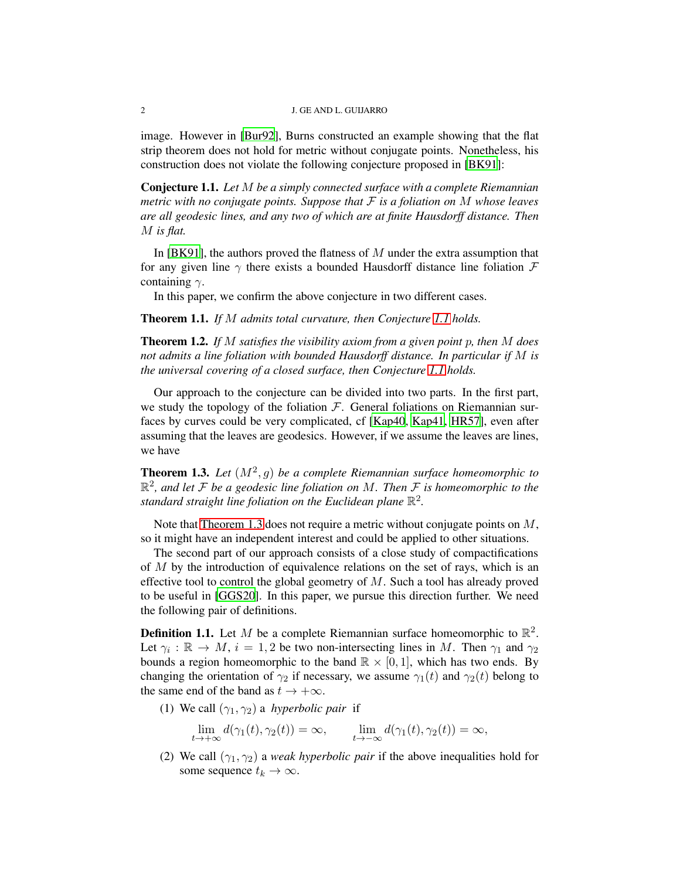image. However in [Bur92], Burns constructed an example showing that the flat strip theorem does not hold for metric without conjugate points. Nonetheless, his construction does not violate the following conjecture proposed in [BK91]:

**Conjecture 1.1.** *Let $M$ be a simply connected surface with a complete Riemannian metric with no conjugate points. Suppose that $\mathcal{F}$ is a foliation on $M$ whose leaves are all geodesic lines, and any two of which are at finite Hausdorff distance. Then $M$ is flat.*

In [BK91], the authors proved the flatness of $M$ under the extra assumption that for any given line $\gamma$ there exists a bounded Hausdorff distance line foliation $\mathcal{F}$ containing $\gamma$.

In this paper, we confirm the above conjecture in two different cases.

**Theorem 1.1.** *If $M$ admits total curvature, then Conjecture 1.1 holds.*

**Theorem 1.2.** *If $M$ satisfies the visibility axiom from a given point $p$, then $M$ does not admits a line foliation with bounded Hausdorff distance. In particular if $M$ is the universal covering of a closed surface, then Conjecture 1.1 holds.*

Our approach to the conjecture can be divided into two parts. In the first part, we study the topology of the foliation $\mathcal{F}$. General foliations on Riemannian surfaces by curves could be very complicated, cf [Kap40, Kap41, HR57], even after assuming that the leaves are geodesics. However, if we assume the leaves are lines, we have

**Theorem 1.3.** *Let $(M^2, g)$ be a complete Riemannian surface homeomorphic to $\mathbb{R}^2$, and let $\mathcal{F}$ be a geodesic line foliation on $M$. Then $\mathcal{F}$ is homeomorphic to the standard straight line foliation on the Euclidean plane $\mathbb{R}^2$.*

Note that Theorem 1.3 does not require a metric without conjugate points on $M$, so it might have an independent interest and could be applied to other situations.

The second part of our approach consists of a close study of compactifications of $M$ by the introduction of equivalence relations on the set of rays, which is an effective tool to control the global geometry of $M$. Such a tool has already proved to be useful in [GGS20]. In this paper, we pursue this direction further. We need the following pair of definitions.

**Definition 1.1.** Let $M$ be a complete Riemannian surface homeomorphic to $\mathbb{R}^2$. Let $\gamma_i : \mathbb{R} \to M$, $i = 1, 2$ be two non-intersecting lines in $M$. Then $\gamma_1$ and $\gamma_2$ bounds a region homeomorphic to the band $\mathbb{R} \times [0, 1]$, which has two ends. By changing the orientation of $\gamma_2$ if necessary, we assume $\gamma_1(t)$ and $\gamma_2(t)$ belong to the same end of the band as $t \to +\infty$.

1. We call $(\gamma_1, \gamma_2)$ a *hyperbolic pair* if
$$\lim_{t\to+\infty} d(\gamma_1(t), \gamma_2(t)) = \infty, \qquad \lim_{t\to-\infty} d(\gamma_1(t), \gamma_2(t)) = \infty,$$
2. We call $(\gamma_1, \gamma_2)$ a *weak hyperbolic pair* if the above inequalities hold for some sequence $t_k \to \infty$.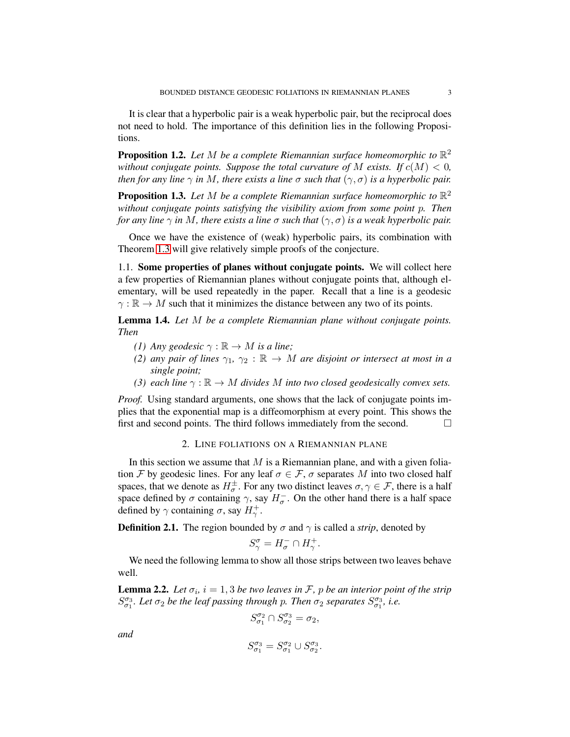It is clear that a hyperbolic pair is a weak hyperbolic pair, but the reciprocal does not need to hold. The importance of this definition lies in the following Propositions.

**Proposition 1.2.** *Let $M$ be a complete Riemannian surface homeomorphic to $\mathbb{R}^2$ without conjugate points. Suppose the total curvature of $M$ exists. If $c(M) < 0$, then for any line $\gamma$ in $M$, there exists a line $\sigma$ such that $(\gamma, \sigma)$ is a hyperbolic pair.*

**Proposition 1.3.** *Let $M$ be a complete Riemannian surface homeomorphic to $\mathbb{R}^2$ without conjugate points satisfying the visibility axiom from some point $p$. Then for any line $\gamma$ in $M$, there exists a line $\sigma$ such that $(\gamma, \sigma)$ is a weak hyperbolic pair.*

Once we have the existence of (weak) hyperbolic pairs, its combination with Theorem 1.3 will give relatively simple proofs of the conjecture.

### 1.1. Some properties of planes without conjugate points.

We will collect here a few properties of Riemannian planes without conjugate points that, although elementary, will be used repeatedly in the paper. Recall that a line is a geodesic $\gamma : \mathbb{R} \to M$ such that it minimizes the distance between any two of its points.

**Lemma 1.4.** *Let $M$ be a complete Riemannian plane without conjugate points. Then*

*(1) Any geodesic $\gamma : \mathbb{R} \to M$ is a line;*

*(2) any pair of lines $\gamma_1$, $\gamma_2 : \mathbb{R} \to M$ are disjoint or intersect at most in a single point;*

*(3) each line $\gamma : \mathbb{R} \to M$ divides $M$ into two closed geodesically convex sets.*

*Proof.* Using standard arguments, one shows that the lack of conjugate points implies that the exponential map is a diffeomorphism at every point. This shows the first and second points. The third follows immediately from the second. □

## 2. Line foliations on a Riemannian plane

In this section we assume that $M$ is a Riemannian plane, and with a given foliation $\mathcal{F}$ by geodesic lines. For any leaf $\sigma \in \mathcal{F}$, $\sigma$ separates $M$ into two closed half spaces, that we denote as $H^{\pm}_{\sigma}$. For any two distinct leaves $\sigma, \gamma \in \mathcal{F}$, there is a half space defined by $\sigma$ containing $\gamma$, say $H^{-}_{\sigma}$. On the other hand there is a half space defined by $\gamma$ containing $\sigma$, say $H^{+}_{\gamma}$.

**Definition 2.1.** The region bounded by $\sigma$ and $\gamma$ is called a *strip*, denoted by

$$S^{\sigma}_{\gamma} = H^{-}_{\sigma} \cap H^{+}_{\gamma}.$$

We need the following lemma to show all those strips between two leaves behave well.

**Lemma 2.2.** *Let $\sigma_i$, $i = 1, 3$ be two leaves in $\mathcal{F}$, $p$ be an interior point of the strip $S^{\sigma_3}_{\sigma_1}$. Let $\sigma_2$ be the leaf passing through $p$. Then $\sigma_2$ separates $S^{\sigma_3}_{\sigma_1}$, i.e.*

$$S^{\sigma_2}_{\sigma_1} \cap S^{\sigma_3}_{\sigma_2} = \sigma_2,$$

*and*

$$S^{\sigma_3}_{\sigma_1} = S^{\sigma_2}_{\sigma_1} \cup S^{\sigma_3}_{\sigma_2}.$$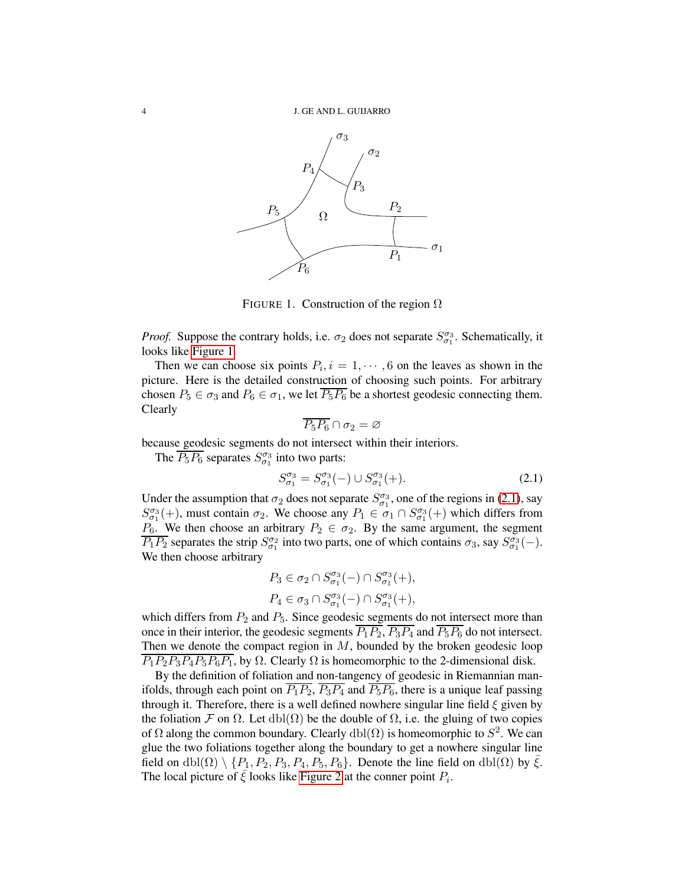FIGURE 1. Construction of the region $\Omega$

*Proof.* Suppose the contrary holds, i.e. $\sigma_2$ does not separate $S_{\sigma_1}^{\sigma_3}$. Schematically, it looks like Figure 1.

Then we can choose six points $P_i, i = 1, \cdots, 6$ on the leaves as shown in the picture. Here is the detailed construction of choosing such points. For arbitrary chosen $P_5 \in \sigma_3$ and $P_6 \in \sigma_1$, we let $\overline{P_5P_6}$ be a shortest geodesic connecting them. Clearly

$$\overline{P_5P_6} \cap \sigma_2 = \varnothing$$

because geodesic segments do not intersect within their interiors.

The $\overline{P_5P_6}$ separates $S_{\sigma_1}^{\sigma_3}$ into two parts:

$$S_{\sigma_1}^{\sigma_3} = S_{\sigma_1}^{\sigma_3}(-) \cup S_{\sigma_1}^{\sigma_3}(+). \tag{2.1}$$

Under the assumption that $\sigma_2$ does not separate $S_{\sigma_1}^{\sigma_3}$, one of the regions in (2.1), say $S_{\sigma_1}^{\sigma_3}(+)$, must contain $\sigma_2$. We choose any $P_1 \in \sigma_1 \cap S_{\sigma_1}^{\sigma_3}(+)$ which differs from $P_6$. We then choose an arbitrary $P_2 \in \sigma_2$. By the same argument, the segment $\overline{P_1P_2}$ separates the strip $S_{\sigma_1}^{\sigma_2}$ into two parts, one of which contains $\sigma_3$, say $S_{\sigma_1}^{\sigma_3}(-)$. We then choose arbitrary

$$P_3 \in \sigma_2 \cap S_{\sigma_1}^{\sigma_3}(-) \cap S_{\sigma_1}^{\sigma_3}(+),$$
$$P_4 \in \sigma_3 \cap S_{\sigma_1}^{\sigma_3}(-) \cap S_{\sigma_1}^{\sigma_3}(+),$$

which differs from $P_2$ and $P_5$. Since geodesic segments do not intersect more than once in their interior, the geodesic segments $\overline{P_1P_2}$, $\overline{P_3P_4}$ and $\overline{P_5P_6}$ do not intersect. Then we denote the compact region in $M$, bounded by the broken geodesic loop $\overline{P_1P_2P_3P_4P_5P_6P_1}$, by $\Omega$. Clearly $\Omega$ is homeomorphic to the 2-dimensional disk.

By the definition of foliation and non-tangency of geodesic in Riemannian manifolds, through each point on $\overline{P_1P_2}$, $\overline{P_3P_4}$ and $\overline{P_5P_6}$, there is a unique leaf passing through it. Therefore, there is a well defined nowhere singular line field $\xi$ given by the foliation $\mathcal{F}$ on $\Omega$. Let $\mathrm{dbl}(\Omega)$ be the double of $\Omega$, i.e. the gluing of two copies of $\Omega$ along the common boundary. Clearly $\mathrm{dbl}(\Omega)$ is homeomorphic to $S^2$. We can glue the two foliations together along the boundary to get a nowhere singular line field on $\mathrm{dbl}(\Omega) \setminus \{P_1, P_2, P_3, P_4, P_5, P_6\}$. Denote the line field on $\mathrm{dbl}(\Omega)$ by $\bar{\xi}$. The local picture of $\bar{\xi}$ looks like Figure 2 at the conner point $P_i$.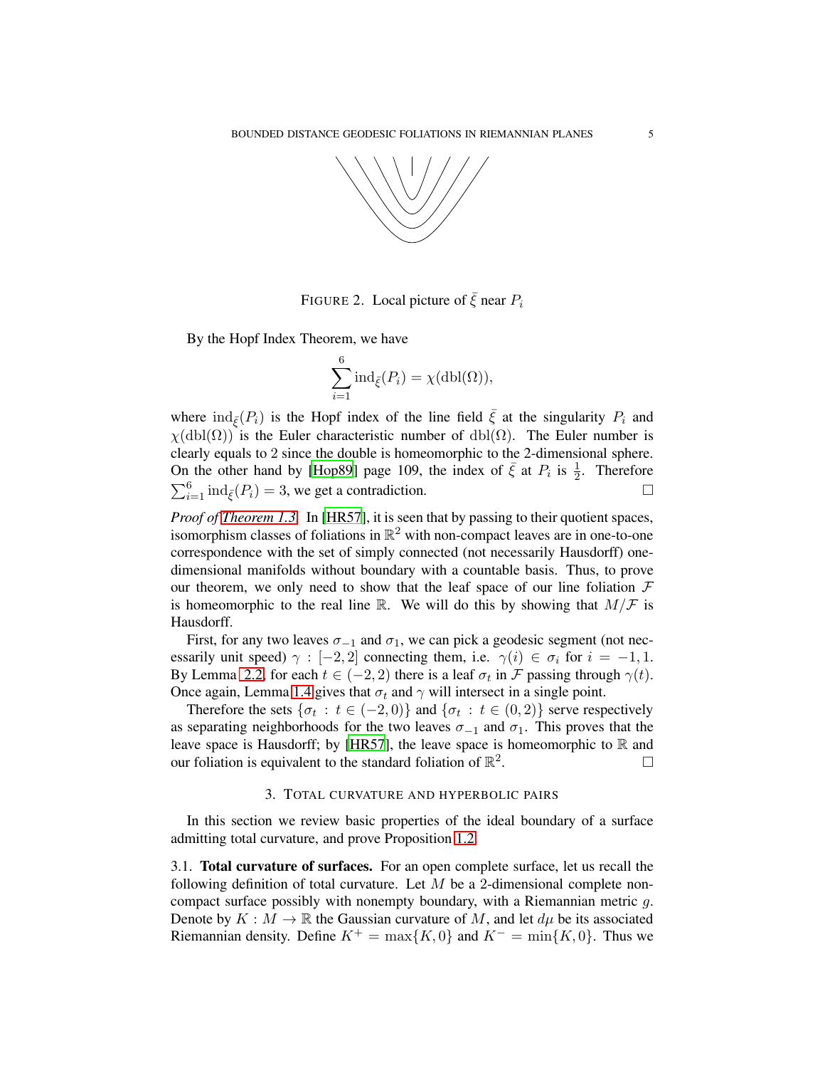FIGURE 2. Local picture of $\bar{\xi}$ near $P_i$

By the Hopf Index Theorem, we have

$$\sum_{i=1}^{6} \mathrm{ind}_{\bar{\xi}}(P_i) = \chi(\mathrm{dbl}(\Omega)),$$

where $\mathrm{ind}_{\bar{\xi}}(P_i)$ is the Hopf index of the line field $\bar{\xi}$ at the singularity $P_i$ and $\chi(\mathrm{dbl}(\Omega))$ is the Euler characteristic number of $\mathrm{dbl}(\Omega)$. The Euler number is clearly equals to 2 since the double is homeomorphic to the 2-dimensional sphere. On the other hand by [Hop89] page 109, the index of $\bar{\xi}$ at $P_i$ is $\frac{1}{2}$. Therefore $\sum_{i=1}^{6} \mathrm{ind}_{\bar{\xi}}(P_i) = 3$, we get a contradiction. $\square$

*Proof of Theorem 1.3.* In [HR57], it is seen that by passing to their quotient spaces, isomorphism classes of foliations in $\mathbb{R}^2$ with non-compact leaves are in one-to-one correspondence with the set of simply connected (not necessarily Hausdorff) one-dimensional manifolds without boundary with a countable basis. Thus, to prove our theorem, we only need to show that the leaf space of our line foliation $\mathcal{F}$ is homeomorphic to the real line $\mathbb{R}$. We will do this by showing that $M/\mathcal{F}$ is Hausdorff.

First, for any two leaves $\sigma_{-1}$ and $\sigma_1$, we can pick a geodesic segment (not necessarily unit speed) $\gamma : [-2, 2]$ connecting them, i.e. $\gamma(i) \in \sigma_i$ for $i = -1, 1$. By Lemma 2.2, for each $t \in (-2, 2)$ there is a leaf $\sigma_t$ in $\mathcal{F}$ passing through $\gamma(t)$. Once again, Lemma 1.4 gives that $\sigma_t$ and $\gamma$ will intersect in a single point.

Therefore the sets $\{\sigma_t : t \in (-2, 0)\}$ and $\{\sigma_t : t \in (0, 2)\}$ serve respectively as separating neighborhoods for the two leaves $\sigma_{-1}$ and $\sigma_1$. This proves that the leave space is Hausdorff; by [HR57], the leave space is homeomorphic to $\mathbb{R}$ and our foliation is equivalent to the standard foliation of $\mathbb{R}^2$. $\square$

## 3. TOTAL CURVATURE AND HYPERBOLIC PAIRS

In this section we review basic properties of the ideal boundary of a surface admitting total curvature, and prove Proposition 1.2.

### 3.1. Total curvature of surfaces.

For an open complete surface, let us recall the following definition of total curvature. Let $M$ be a 2-dimensional complete non-compact surface possibly with nonempty boundary, with a Riemannian metric $g$. Denote by $K : M \to \mathbb{R}$ the Gaussian curvature of $M$, and let $d\mu$ be its associated Riemannian density. Define $K^+ = \max\{K, 0\}$ and $K^- = \min\{K, 0\}$. Thus we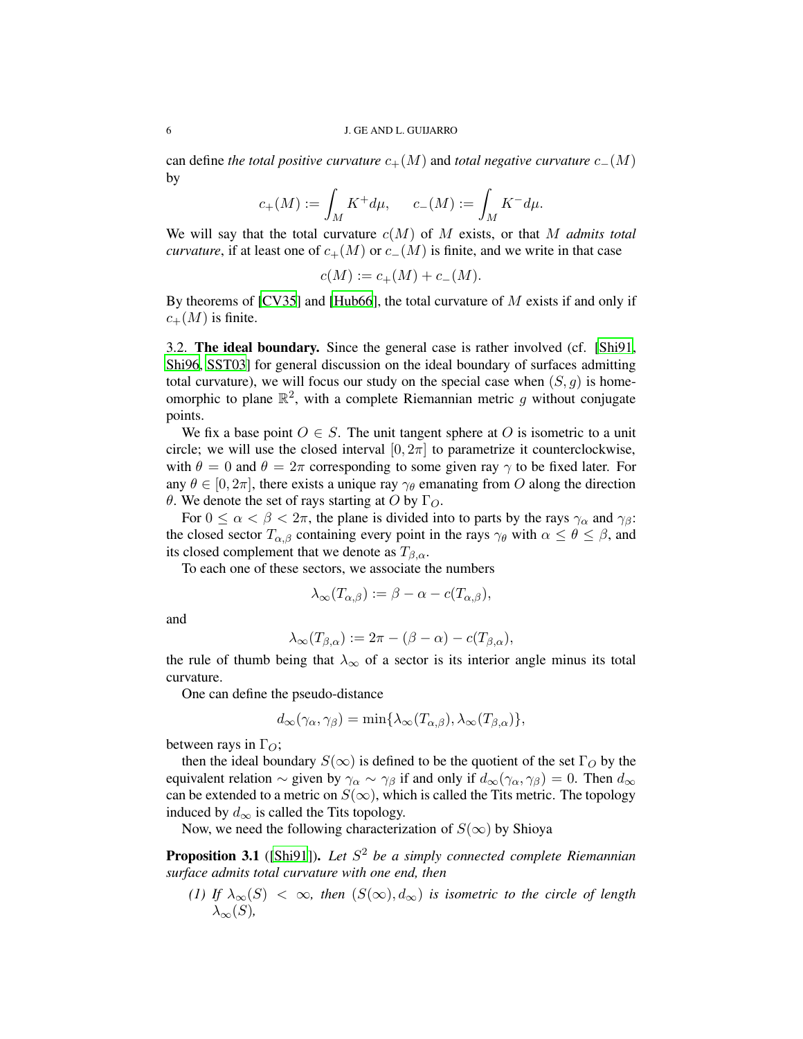can define *the total positive curvature* $c_+(M)$ and *total negative curvature* $c_-(M)$ by

$$c_+(M) := \int_M K^+ d\mu, \qquad c_-(M) := \int_M K^- d\mu.$$

We will say that the total curvature $c(M)$ of $M$ exists, or that $M$ *admits total curvature*, if at least one of $c_+(M)$ or $c_-(M)$ is finite, and we write in that case

$$c(M) := c_+(M) + c_-(M).$$

By theorems of [CV35] and [Hub66], the total curvature of $M$ exists if and only if $c_+(M)$ is finite.

3.2. **The ideal boundary.** Since the general case is rather involved (cf. [Shi91, Shi96, SST03] for general discussion on the ideal boundary of surfaces admitting total curvature), we will focus our study on the special case when $(S, g)$ is homeomorphic to plane $\mathbb{R}^2$, with a complete Riemannian metric $g$ without conjugate points.

We fix a base point $O \in S$. The unit tangent sphere at $O$ is isometric to a unit circle; we will use the closed interval $[0, 2\pi]$ to parametrize it counterclockwise, with $\theta = 0$ and $\theta = 2\pi$ corresponding to some given ray $\gamma$ to be fixed later. For any $\theta \in [0, 2\pi]$, there exists a unique ray $\gamma_\theta$ emanating from $O$ along the direction $\theta$. We denote the set of rays starting at $O$ by $\Gamma_O$.

For $0 \leq \alpha < \beta < 2\pi$, the plane is divided into to parts by the rays $\gamma_\alpha$ and $\gamma_\beta$: the closed sector $T_{\alpha,\beta}$ containing every point in the rays $\gamma_\theta$ with $\alpha \leq \theta \leq \beta$, and its closed complement that we denote as $T_{\beta,\alpha}$.

To each one of these sectors, we associate the numbers

$$\lambda_\infty(T_{\alpha,\beta}) := \beta - \alpha - c(T_{\alpha,\beta}),$$

and

$$\lambda_\infty(T_{\beta,\alpha}) := 2\pi - (\beta - \alpha) - c(T_{\beta,\alpha}),$$

the rule of thumb being that $\lambda_\infty$ of a sector is its interior angle minus its total curvature.

One can define the pseudo-distance

$$d_\infty(\gamma_\alpha, \gamma_\beta) = \min\{\lambda_\infty(T_{\alpha,\beta}), \lambda_\infty(T_{\beta,\alpha})\},$$

between rays in $\Gamma_O$;

then the ideal boundary $S(\infty)$ is defined to be the quotient of the set $\Gamma_O$ by the equivalent relation $\sim$ given by $\gamma_\alpha \sim \gamma_\beta$ if and only if $d_\infty(\gamma_\alpha, \gamma_\beta) = 0$. Then $d_\infty$ can be extended to a metric on $S(\infty)$, which is called the Tits metric. The topology induced by $d_\infty$ is called the Tits topology.

Now, we need the following characterization of $S(\infty)$ by Shioya

**Proposition 3.1** ([Shi91]). *Let $S^2$ be a simply connected complete Riemannian surface admits total curvature with one end, then*

*(1) If $\lambda_\infty(S) < \infty$, then $(S(\infty), d_\infty)$ is isometric to the circle of length $\lambda_\infty(S)$,*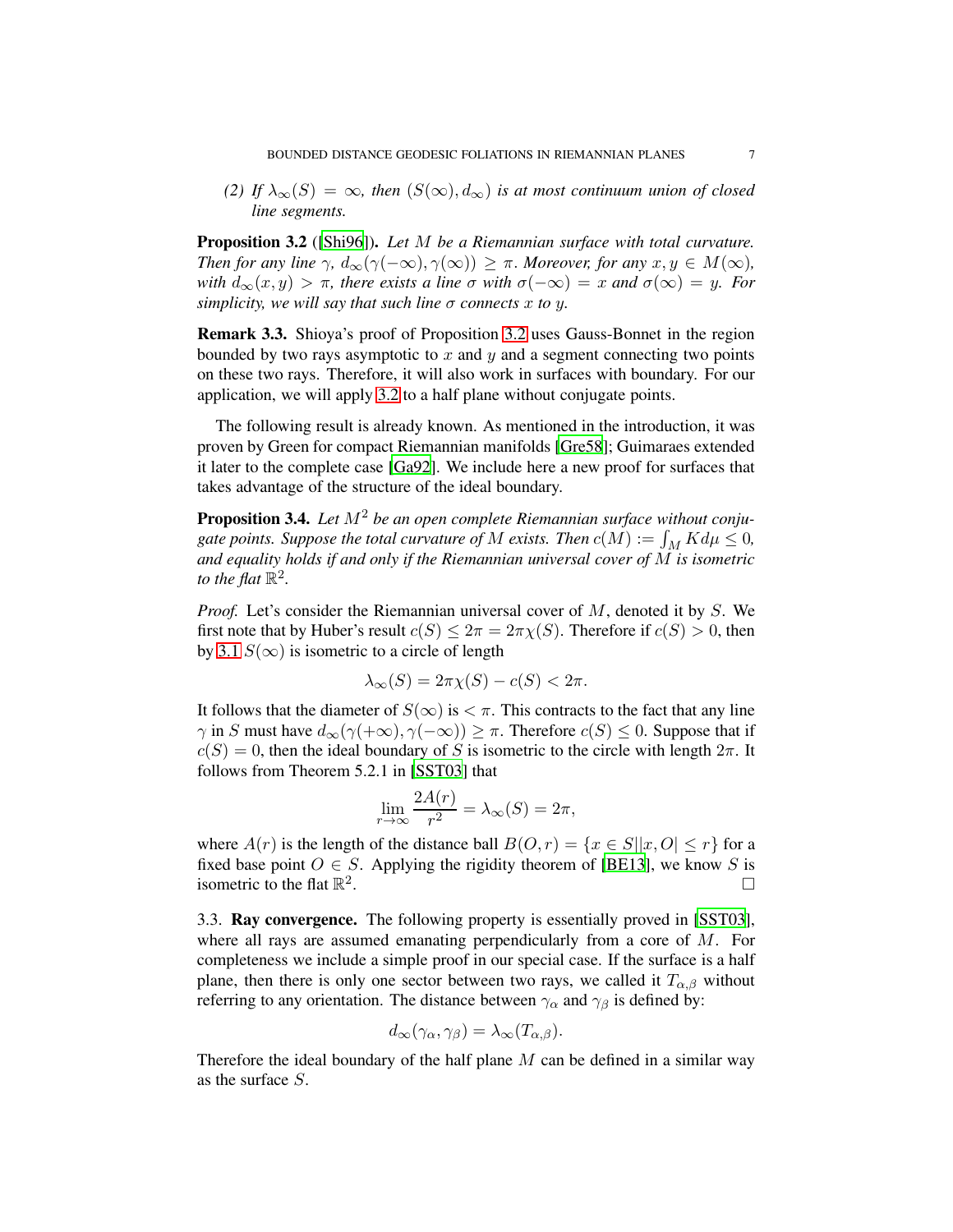*(2) If $\lambda_\infty(S) = \infty$, then $(S(\infty), d_\infty)$ is at most continuum union of closed line segments.*

**Proposition 3.2** ([Shi96]). *Let $M$ be a Riemannian surface with total curvature. Then for any line $\gamma$, $d_\infty(\gamma(-\infty), \gamma(\infty)) \geq \pi$. Moreover, for any $x, y \in M(\infty)$, with $d_\infty(x, y) > \pi$, there exists a line $\sigma$ with $\sigma(-\infty) = x$ and $\sigma(\infty) = y$. For simplicity, we will say that such line $\sigma$ connects $x$ to $y$.*

**Remark 3.3.** Shioya's proof of Proposition 3.2 uses Gauss-Bonnet in the region bounded by two rays asymptotic to $x$ and $y$ and a segment connecting two points on these two rays. Therefore, it will also work in surfaces with boundary. For our application, we will apply 3.2 to a half plane without conjugate points.

The following result is already known. As mentioned in the introduction, it was proven by Green for compact Riemannian manifolds [Gre58]; Guimaraes extended it later to the complete case [Ga92]. We include here a new proof for surfaces that takes advantage of the structure of the ideal boundary.

**Proposition 3.4.** *Let $M^2$ be an open complete Riemannian surface without conjugate points. Suppose the total curvature of $M$ exists. Then $c(M) := \int_M K d\mu \leq 0$, and equality holds if and only if the Riemannian universal cover of $M$ is isometric to the flat $\mathbb{R}^2$.*

*Proof.* Let's consider the Riemannian universal cover of $M$, denoted it by $S$. We first note that by Huber's result $c(S) \leq 2\pi = 2\pi\chi(S)$. Therefore if $c(S) > 0$, then by 3.1 $S(\infty)$ is isometric to a circle of length

$$\lambda_\infty(S) = 2\pi\chi(S) - c(S) < 2\pi.$$

It follows that the diameter of $S(\infty)$ is $< \pi$. This contracts to the fact that any line $\gamma$ in $S$ must have $d_\infty(\gamma(+\infty), \gamma(-\infty)) \geq \pi$. Therefore $c(S) \leq 0$. Suppose that if $c(S) = 0$, then the ideal boundary of $S$ is isometric to the circle with length $2\pi$. It follows from Theorem 5.2.1 in [SST03] that

$$\lim_{r \to \infty} \frac{2A(r)}{r^2} = \lambda_\infty(S) = 2\pi,$$

where $A(r)$ is the length of the distance ball $B(O, r) = \{x \in S | |x, O| \leq r\}$ for a fixed base point $O \in S$. Applying the rigidity theorem of [BE13], we know $S$ is isometric to the flat $\mathbb{R}^2$. □

3.3. **Ray convergence.** The following property is essentially proved in [SST03], where all rays are assumed emanating perpendicularly from a core of $M$. For completeness we include a simple proof in our special case. If the surface is a half plane, then there is only one sector between two rays, we called it $T_{\alpha,\beta}$ without referring to any orientation. The distance between $\gamma_\alpha$ and $\gamma_\beta$ is defined by:

$$d_\infty(\gamma_\alpha, \gamma_\beta) = \lambda_\infty(T_{\alpha,\beta}).$$

Therefore the ideal boundary of the half plane $M$ can be defined in a similar way as the surface $S$.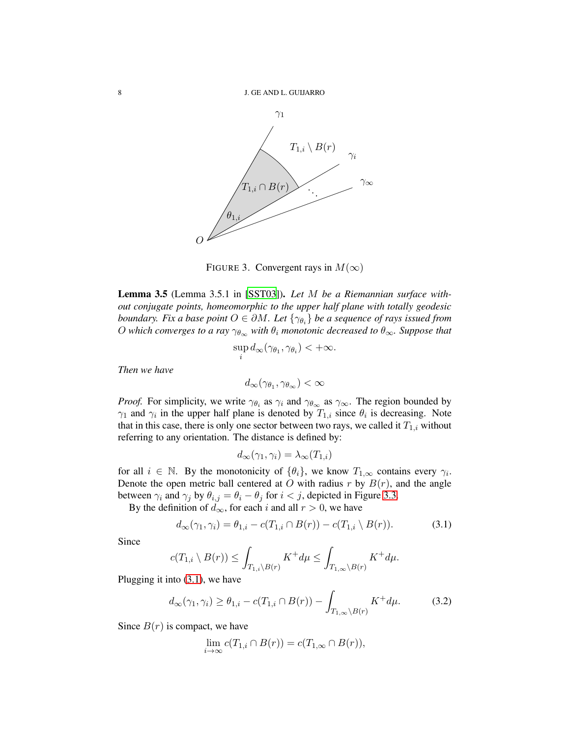FIGURE 3. Convergent rays in $M(\infty)$

**Lemma 3.5** (Lemma 3.5.1 in [SST03]). *Let $M$ be a Riemannian surface without conjugate points, homeomorphic to the upper half plane with totally geodesic boundary. Fix a base point $O \in \partial M$. Let $\{\gamma_{\theta_i}\}$ be a sequence of rays issued from $O$ which converges to a ray $\gamma_{\theta_\infty}$ with $\theta_i$ monotonic decreased to $\theta_\infty$. Suppose that*

$$\sup_i d_\infty(\gamma_{\theta_1}, \gamma_{\theta_i}) < +\infty.$$

*Then we have*

$$d_\infty(\gamma_{\theta_1}, \gamma_{\theta_\infty}) < \infty$$

*Proof.* For simplicity, we write $\gamma_{\theta_i}$ as $\gamma_i$ and $\gamma_{\theta_\infty}$ as $\gamma_\infty$. The region bounded by $\gamma_1$ and $\gamma_i$ in the upper half plane is denoted by $T_{1,i}$ since $\theta_i$ is decreasing. Note that in this case, there is only one sector between two rays, we called it $T_{1,i}$ without referring to any orientation. The distance is defined by:

$$d_\infty(\gamma_1, \gamma_i) = \lambda_\infty(T_{1,i})$$

for all $i \in \mathbb{N}$. By the monotonicity of $\{\theta_i\}$, we know $T_{1,\infty}$ contains every $\gamma_i$. Denote the open metric ball centered at $O$ with radius $r$ by $B(r)$, and the angle between $\gamma_i$ and $\gamma_j$ by $\theta_{i,j} = \theta_i - \theta_j$ for $i < j$, depicted in Figure 3.3.

By the definition of $d_\infty$, for each $i$ and all $r > 0$, we have

$$d_\infty(\gamma_1, \gamma_i) = \theta_{1,i} - c(T_{1,i} \cap B(r)) - c(T_{1,i} \setminus B(r)). \tag{3.1}$$

Since

$$c(T_{1,i} \setminus B(r)) \le \int_{T_{1,i} \setminus B(r)} K^+ d\mu \le \int_{T_{1,\infty} \setminus B(r)} K^+ d\mu.$$

Plugging it into (3.1), we have

$$d_\infty(\gamma_1, \gamma_i) \ge \theta_{1,i} - c(T_{1,i} \cap B(r)) - \int_{T_{1,\infty} \setminus B(r)} K^+ d\mu. \tag{3.2}$$

Since $B(r)$ is compact, we have

$$\lim_{i \to \infty} c(T_{1,i} \cap B(r)) = c(T_{1,\infty} \cap B(r)),$$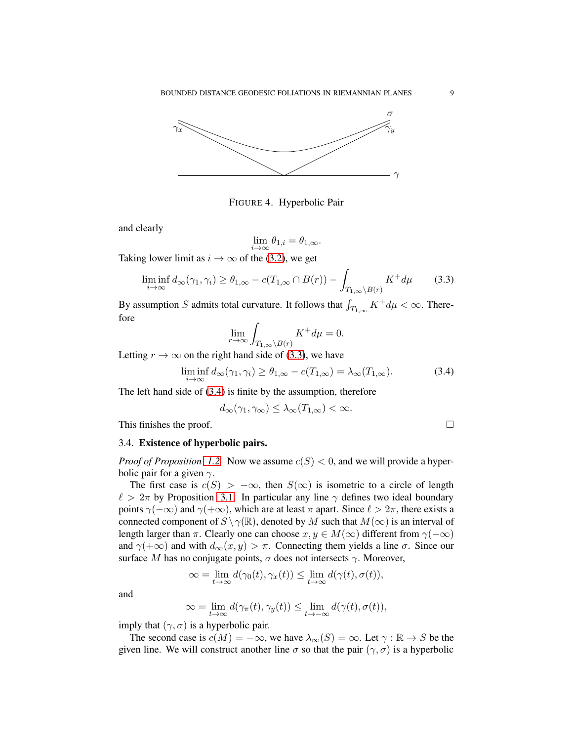FIGURE 4. Hyperbolic Pair

and clearly

$$\lim_{i\to\infty} \theta_{1,i} = \theta_{1,\infty}.$$

Taking lower limit as $i \to \infty$ of the (3.2), we get

$$\liminf_{i\to\infty} d_\infty(\gamma_1, \gamma_i) \geq \theta_{1,\infty} - c(T_{1,\infty} \cap B(r)) - \int_{T_{1,\infty}\setminus B(r)} K^+ d\mu \tag{3.3}$$

By assumption $S$ admits total curvature. It follows that $\int_{T_{1,\infty}} K^+ d\mu < \infty$. Therefore

$$\lim_{r\to\infty} \int_{T_{1,\infty}\setminus B(r)} K^+ d\mu = 0.$$

Letting $r \to \infty$ on the right hand side of (3.3), we have

$$\liminf_{i\to\infty} d_\infty(\gamma_1, \gamma_i) \geq \theta_{1,\infty} - c(T_{1,\infty}) = \lambda_\infty(T_{1,\infty}). \tag{3.4}$$

The left hand side of (3.4) is finite by the assumption, therefore

$$d_\infty(\gamma_1, \gamma_\infty) \leq \lambda_\infty(T_{1,\infty}) < \infty.$$

This finishes the proof. $\square$

### 3.4. **Existence of hyperbolic pairs.**

*Proof of Proposition 1.2.* Now we assume $c(S) < 0$, and we will provide a hyperbolic pair for a given $\gamma$.

The first case is $c(S) > -\infty$, then $S(\infty)$ is isometric to a circle of length $\ell > 2\pi$ by Proposition 3.1. In particular any line $\gamma$ defines two ideal boundary points $\gamma(-\infty)$ and $\gamma(+\infty)$, which are at least $\pi$ apart. Since $\ell > 2\pi$, there exists a connected component of $S \setminus \gamma(\mathbb{R})$, denoted by $M$ such that $M(\infty)$ is an interval of length larger than $\pi$. Clearly one can choose $x, y \in M(\infty)$ different from $\gamma(-\infty)$ and $\gamma(+\infty)$ and with $d_\infty(x, y) > \pi$. Connecting them yields a line $\sigma$. Since our surface $M$ has no conjugate points, $\sigma$ does not intersects $\gamma$. Moreover,

$$\infty = \lim_{t\to\infty} d(\gamma_0(t), \gamma_x(t)) \leq \lim_{t\to\infty} d(\gamma(t), \sigma(t)),$$

and

$$\infty = \lim_{t\to\infty} d(\gamma_\pi(t), \gamma_y(t)) \leq \lim_{t\to-\infty} d(\gamma(t), \sigma(t)),$$

imply that $(\gamma, \sigma)$ is a hyperbolic pair.

The second case is $c(M) = -\infty$, we have $\lambda_\infty(S) = \infty$. Let $\gamma : \mathbb{R} \to S$ be the given line. We will construct another line $\sigma$ so that the pair $(\gamma, \sigma)$ is a hyperbolic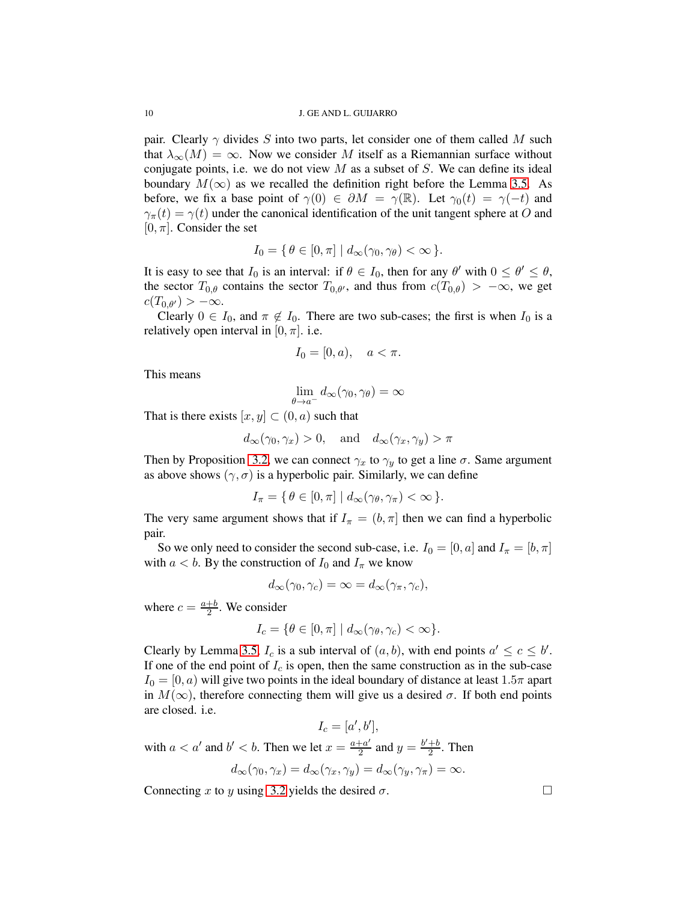pair. Clearly $\gamma$ divides $S$ into two parts, let consider one of them called $M$ such that $\lambda_\infty(M) = \infty$. Now we consider $M$ itself as a Riemannian surface without conjugate points, i.e. we do not view $M$ as a subset of $S$. We can define its ideal boundary $M(\infty)$ as we recalled the definition right before the Lemma 3.5. As before, we fix a base point of $\gamma(0) \in \partial M = \gamma(\mathbb{R})$. Let $\gamma_0(t) = \gamma(-t)$ and $\gamma_\pi(t) = \gamma(t)$ under the canonical identification of the unit tangent sphere at $O$ and $[0, \pi]$. Consider the set

$$I_0 = \{\, \theta \in [0, \pi] \mid d_\infty(\gamma_0, \gamma_\theta) < \infty \,\}.$$

It is easy to see that $I_0$ is an interval: if $\theta \in I_0$, then for any $\theta'$ with $0 \le \theta' \le \theta$, the sector $T_{0,\theta}$ contains the sector $T_{0,\theta'}$, and thus from $c(T_{0,\theta}) > -\infty$, we get $c(T_{0,\theta'}) > -\infty$.

Clearly $0 \in I_0$, and $\pi \notin I_0$. There are two sub-cases; the first is when $I_0$ is a relatively open interval in $[0, \pi]$. i.e.

$$I_0 = [0, a), \quad a < \pi.$$

This means

$$\lim_{\theta \to a^-} d_\infty(\gamma_0, \gamma_\theta) = \infty$$

That is there exists $[x, y] \subset (0, a)$ such that

$$d_\infty(\gamma_0, \gamma_x) > 0, \quad \text{and} \quad d_\infty(\gamma_x, \gamma_y) > \pi$$

Then by Proposition 3.2, we can connect $\gamma_x$ to $\gamma_y$ to get a line $\sigma$. Same argument as above shows $(\gamma, \sigma)$ is a hyperbolic pair. Similarly, we can define

$$I_\pi = \{\, \theta \in [0, \pi] \mid d_\infty(\gamma_\theta, \gamma_\pi) < \infty \,\}.$$

The very same argument shows that if $I_\pi = (b, \pi]$ then we can find a hyperbolic pair.

So we only need to consider the second sub-case, i.e. $I_0 = [0, a]$ and $I_\pi = [b, \pi]$ with $a < b$. By the construction of $I_0$ and $I_\pi$ we know

$$d_\infty(\gamma_0, \gamma_c) = \infty = d_\infty(\gamma_\pi, \gamma_c),$$

where $c = \frac{a+b}{2}$. We consider

$$I_c = \{\theta \in [0, \pi] \mid d_\infty(\gamma_\theta, \gamma_c) < \infty\}.$$

Clearly by Lemma 3.5, $I_c$ is a sub interval of $(a, b)$, with end points $a' \le c \le b'$. If one of the end point of $I_c$ is open, then the same construction as in the sub-case $I_0 = [0, a)$ will give two points in the ideal boundary of distance at least $1.5\pi$ apart in $M(\infty)$, therefore connecting them will give us a desired $\sigma$. If both end points are closed. i.e.

$$I_c = [a', b'],$$

with $a < a'$ and $b' < b$. Then we let $x = \frac{a+a'}{2}$ and $y = \frac{b'+b}{2}$. Then

$$d_\infty(\gamma_0, \gamma_x) = d_\infty(\gamma_x, \gamma_y) = d_\infty(\gamma_y, \gamma_\pi) = \infty.$$

Connecting $x$ to $y$ using 3.2 yields the desired $\sigma$. $\square$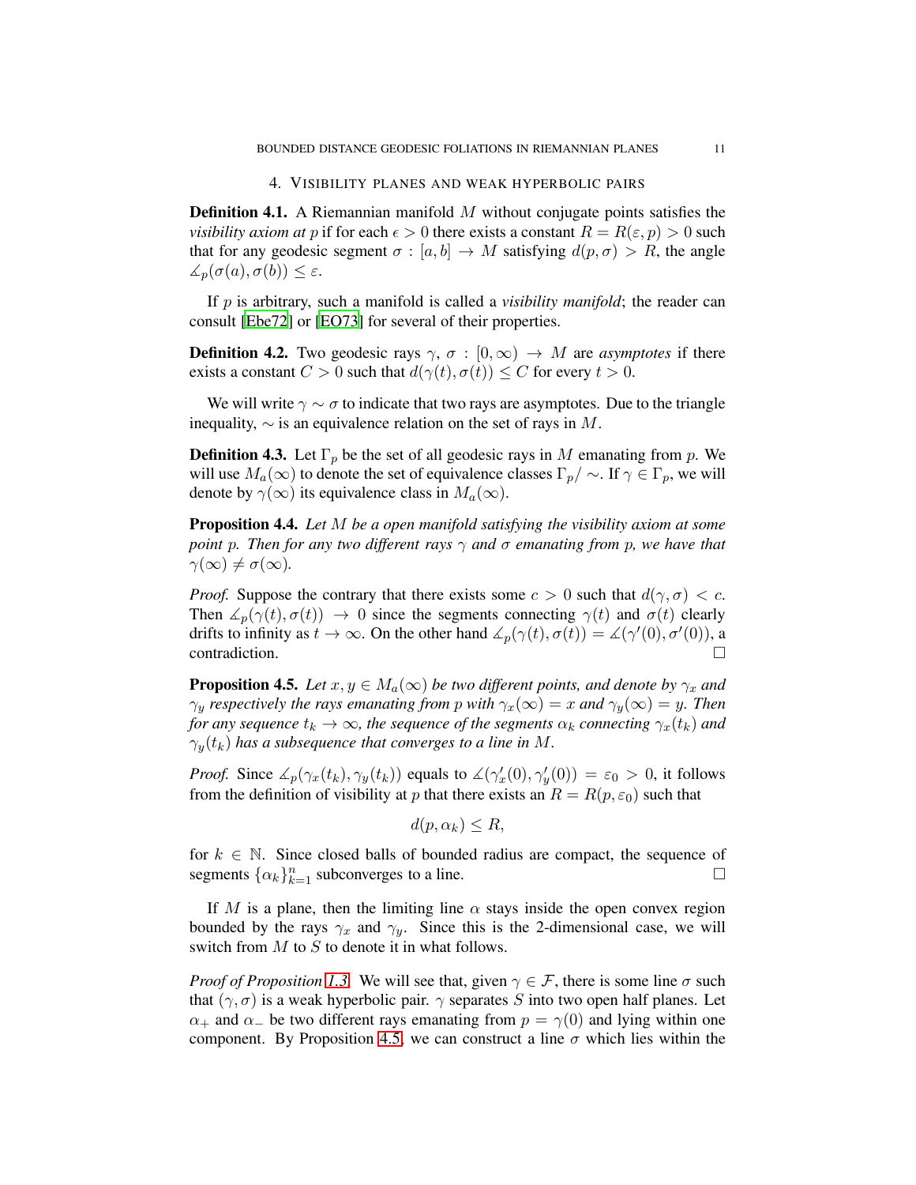## 4. Visibility planes and weak hyperbolic pairs

**Definition 4.1.** A Riemannian manifold $M$ without conjugate points satisfies the *visibility axiom at* $p$ if for each $\epsilon > 0$ there exists a constant $R = R(\varepsilon, p) > 0$ such that for any geodesic segment $\sigma : [a, b] \to M$ satisfying $d(p, \sigma) > R$, the angle $\measuredangle_p(\sigma(a), \sigma(b)) \le \varepsilon$.

If $p$ is arbitrary, such a manifold is called a *visibility manifold*; the reader can consult [Ebe72] or [EO73] for several of their properties.

**Definition 4.2.** Two geodesic rays $\gamma$, $\sigma : [0, \infty) \to M$ are *asymptotes* if there exists a constant $C > 0$ such that $d(\gamma(t), \sigma(t)) \le C$ for every $t > 0$.

We will write $\gamma \sim \sigma$ to indicate that two rays are asymptotes. Due to the triangle inequality, $\sim$ is an equivalence relation on the set of rays in $M$.

**Definition 4.3.** Let $\Gamma_p$ be the set of all geodesic rays in $M$ emanating from $p$. We will use $M_a(\infty)$ to denote the set of equivalence classes $\Gamma_p / \sim$. If $\gamma \in \Gamma_p$, we will denote by $\gamma(\infty)$ its equivalence class in $M_a(\infty)$.

**Proposition 4.4.** *Let $M$ be a open manifold satisfying the visibility axiom at some point $p$. Then for any two different rays $\gamma$ and $\sigma$ emanating from $p$, we have that $\gamma(\infty) \ne \sigma(\infty)$.*

*Proof.* Suppose the contrary that there exists some $c > 0$ such that $d(\gamma, \sigma) < c$. Then $\measuredangle_p(\gamma(t), \sigma(t)) \to 0$ since the segments connecting $\gamma(t)$ and $\sigma(t)$ clearly drifts to infinity as $t \to \infty$. On the other hand $\measuredangle_p(\gamma(t), \sigma(t)) = \measuredangle(\gamma'(0), \sigma'(0))$, a contradiction. □

**Proposition 4.5.** *Let $x, y \in M_a(\infty)$ be two different points, and denote by $\gamma_x$ and $\gamma_y$ respectively the rays emanating from $p$ with $\gamma_x(\infty) = x$ and $\gamma_y(\infty) = y$. Then for any sequence $t_k \to \infty$, the sequence of the segments $\alpha_k$ connecting $\gamma_x(t_k)$ and $\gamma_y(t_k)$ has a subsequence that converges to a line in $M$.*

*Proof.* Since $\measuredangle_p(\gamma_x(t_k), \gamma_y(t_k))$ equals to $\measuredangle(\gamma_x'(0), \gamma_y'(0)) = \varepsilon_0 > 0$, it follows from the definition of visibility at $p$ that there exists an $R = R(p, \varepsilon_0)$ such that

$$d(p, \alpha_k) \le R,$$

for $k \in \mathbb{N}$. Since closed balls of bounded radius are compact, the sequence of segments $\{\alpha_k\}_{k=1}^{n}$ subconverges to a line. □

If $M$ is a plane, then the limiting line $\alpha$ stays inside the open convex region bounded by the rays $\gamma_x$ and $\gamma_y$. Since this is the 2-dimensional case, we will switch from $M$ to $S$ to denote it in what follows.

*Proof of Proposition 1.3.* We will see that, given $\gamma \in \mathcal{F}$, there is some line $\sigma$ such that $(\gamma, \sigma)$ is a weak hyperbolic pair. $\gamma$ separates $S$ into two open half planes. Let $\alpha_+$ and $\alpha_-$ be two different rays emanating from $p = \gamma(0)$ and lying within one component. By Proposition 4.5, we can construct a line $\sigma$ which lies within the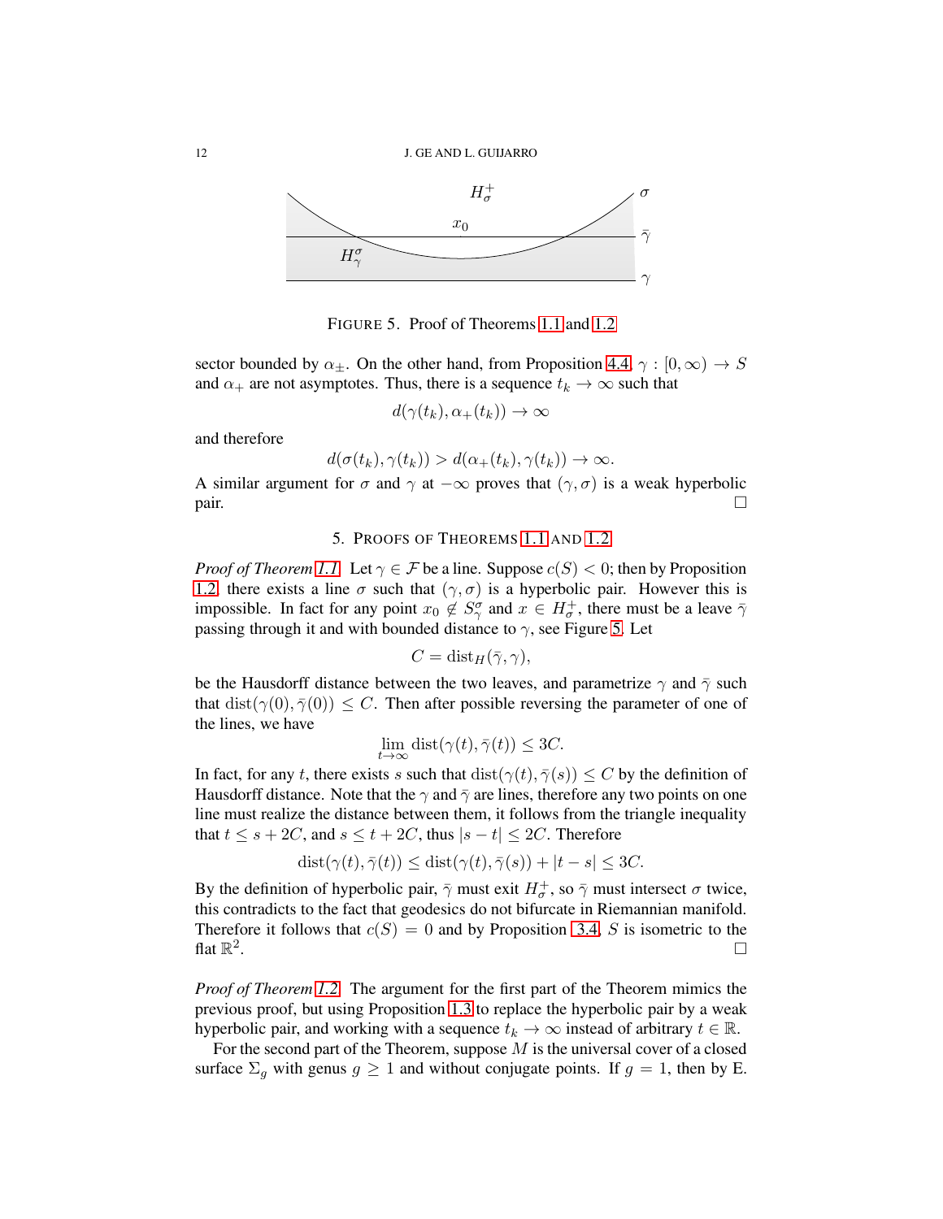FIGURE 5. Proof of Theorems 1.1 and 1.2

sector bounded by $\alpha_\pm$. On the other hand, from Proposition 4.4, $\gamma : [0,\infty) \to S$ and $\alpha_+$ are not asymptotes. Thus, there is a sequence $t_k \to \infty$ such that

$$d(\gamma(t_k), \alpha_+(t_k)) \to \infty$$

and therefore

$$d(\sigma(t_k), \gamma(t_k)) > d(\alpha_+(t_k), \gamma(t_k)) \to \infty.$$

A similar argument for $\sigma$ and $\gamma$ at $-\infty$ proves that $(\gamma, \sigma)$ is a weak hyperbolic pair. □

## 5. PROOFS OF THEOREMS 1.1 AND 1.2

*Proof of Theorem 1.1.* Let $\gamma \in \mathcal{F}$ be a line. Suppose $c(S) < 0$; then by Proposition 1.2, there exists a line $\sigma$ such that $(\gamma, \sigma)$ is a hyperbolic pair. However this is impossible. In fact for any point $x_0 \notin S^\sigma_\gamma$ and $x \in H^+_\sigma$, there must be a leave $\bar\gamma$ passing through it and with bounded distance to $\gamma$, see Figure 5. Let

$$C = \mathrm{dist}_H(\bar\gamma, \gamma),$$

be the Hausdorff distance between the two leaves, and parametrize $\gamma$ and $\bar\gamma$ such that $\mathrm{dist}(\gamma(0), \bar\gamma(0)) \le C$. Then after possible reversing the parameter of one of the lines, we have

$$\lim_{t\to\infty} \mathrm{dist}(\gamma(t), \bar\gamma(t)) \le 3C.$$

In fact, for any $t$, there exists $s$ such that $\mathrm{dist}(\gamma(t), \bar\gamma(s)) \le C$ by the definition of Hausdorff distance. Note that the $\gamma$ and $\bar\gamma$ are lines, therefore any two points on one line must realize the distance between them, it follows from the triangle inequality that $t \le s + 2C$, and $s \le t + 2C$, thus $|s - t| \le 2C$. Therefore

$$\mathrm{dist}(\gamma(t), \bar\gamma(t)) \le \mathrm{dist}(\gamma(t), \bar\gamma(s)) + |t - s| \le 3C.$$

By the definition of hyperbolic pair, $\bar\gamma$ must exit $H^+_\sigma$, so $\bar\gamma$ must intersect $\sigma$ twice, this contradicts to the fact that geodesics do not bifurcate in Riemannian manifold. Therefore it follows that $c(S) = 0$ and by Proposition 3.4, $S$ is isometric to the flat $\mathbb{R}^2$. □

*Proof of Theorem 1.2.* The argument for the first part of the Theorem mimics the previous proof, but using Proposition 1.3 to replace the hyperbolic pair by a weak hyperbolic pair, and working with a sequence $t_k \to \infty$ instead of arbitrary $t \in \mathbb{R}$.

For the second part of the Theorem, suppose $M$ is the universal cover of a closed surface $\Sigma_g$ with genus $g \ge 1$ and without conjugate points. If $g = 1$, then by E.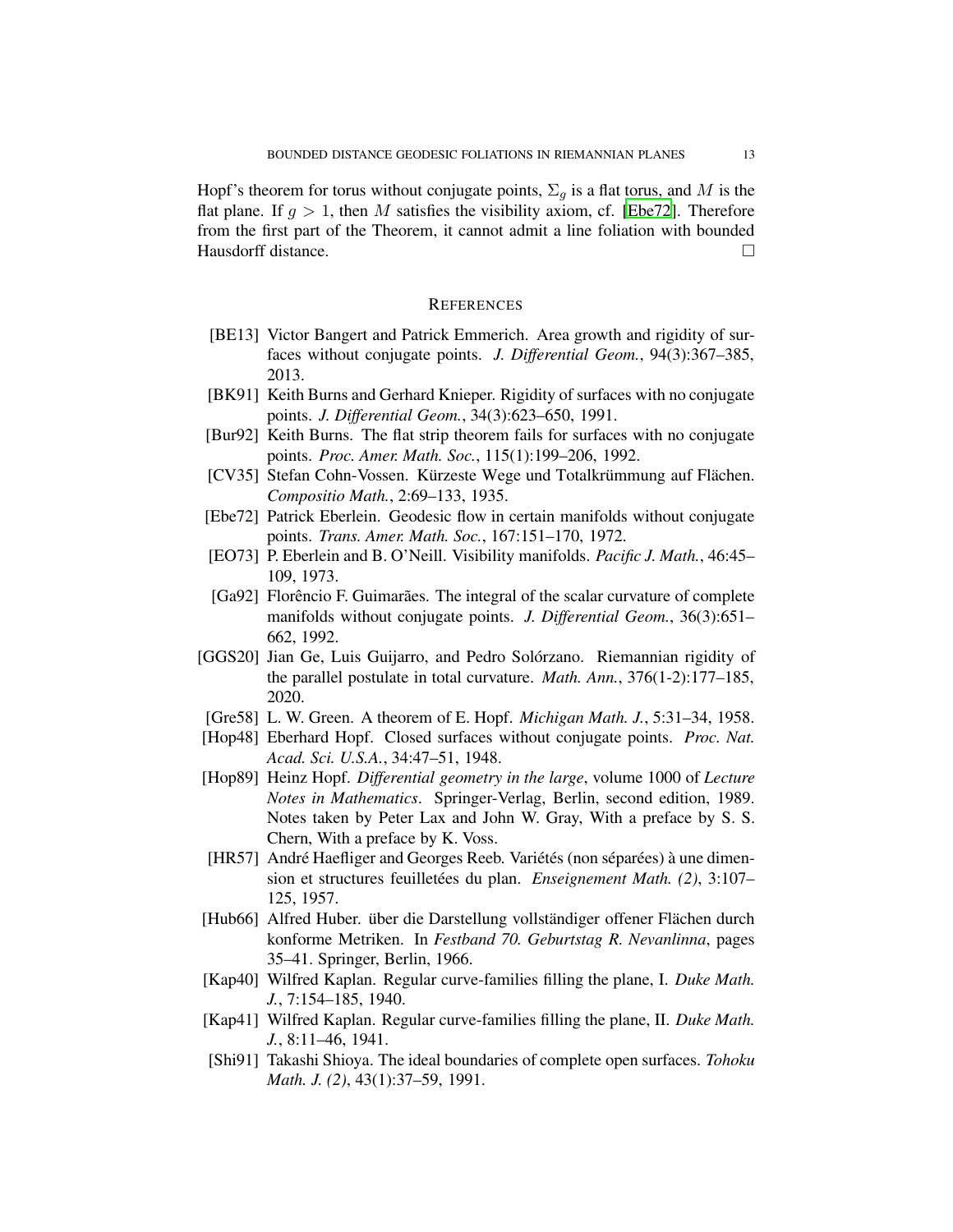Hopf's theorem for torus without conjugate points, $\Sigma_g$ is a flat torus, and $M$ is the flat plane. If $g > 1$, then $M$ satisfies the visibility axiom, cf. [Ebe72]. Therefore from the first part of the Theorem, it cannot admit a line foliation with bounded Hausdorff distance. □

## References

- [BE13] Victor Bangert and Patrick Emmerich. Area growth and rigidity of surfaces without conjugate points. *J. Differential Geom.*, 94(3):367–385, 2013.
- [BK91] Keith Burns and Gerhard Knieper. Rigidity of surfaces with no conjugate points. *J. Differential Geom.*, 34(3):623–650, 1991.
- [Bur92] Keith Burns. The flat strip theorem fails for surfaces with no conjugate points. *Proc. Amer. Math. Soc.*, 115(1):199–206, 1992.
- [CV35] Stefan Cohn-Vossen. Kürzeste Wege und Totalkrümmung auf Flächen. *Compositio Math.*, 2:69–133, 1935.
- [Ebe72] Patrick Eberlein. Geodesic flow in certain manifolds without conjugate points. *Trans. Amer. Math. Soc.*, 167:151–170, 1972.
- [EO73] P. Eberlein and B. O'Neill. Visibility manifolds. *Pacific J. Math.*, 46:45–109, 1973.
- [Ga92] Florêncio F. Guimarães. The integral of the scalar curvature of complete manifolds without conjugate points. *J. Differential Geom.*, 36(3):651–662, 1992.
- [GGS20] Jian Ge, Luis Guijarro, and Pedro Solórzano. Riemannian rigidity of the parallel postulate in total curvature. *Math. Ann.*, 376(1-2):177–185, 2020.
- [Gre58] L. W. Green. A theorem of E. Hopf. *Michigan Math. J.*, 5:31–34, 1958.
- [Hop48] Eberhard Hopf. Closed surfaces without conjugate points. *Proc. Nat. Acad. Sci. U.S.A.*, 34:47–51, 1948.
- [Hop89] Heinz Hopf. *Differential geometry in the large*, volume 1000 of *Lecture Notes in Mathematics*. Springer-Verlag, Berlin, second edition, 1989. Notes taken by Peter Lax and John W. Gray, With a preface by S. S. Chern, With a preface by K. Voss.
- [HR57] André Haefliger and Georges Reeb. Variétés (non séparées) à une dimension et structures feuilletées du plan. *Enseignement Math. (2)*, 3:107–125, 1957.
- [Hub66] Alfred Huber. über die Darstellung vollständiger offener Flächen durch konforme Metriken. In *Festband 70. Geburtstag R. Nevanlinna*, pages 35–41. Springer, Berlin, 1966.
- [Kap40] Wilfred Kaplan. Regular curve-families filling the plane, I. *Duke Math. J.*, 7:154–185, 1940.
- [Kap41] Wilfred Kaplan. Regular curve-families filling the plane, II. *Duke Math. J.*, 8:11–46, 1941.
- [Shi91] Takashi Shioya. The ideal boundaries of complete open surfaces. *Tohoku Math. J. (2)*, 43(1):37–59, 1991.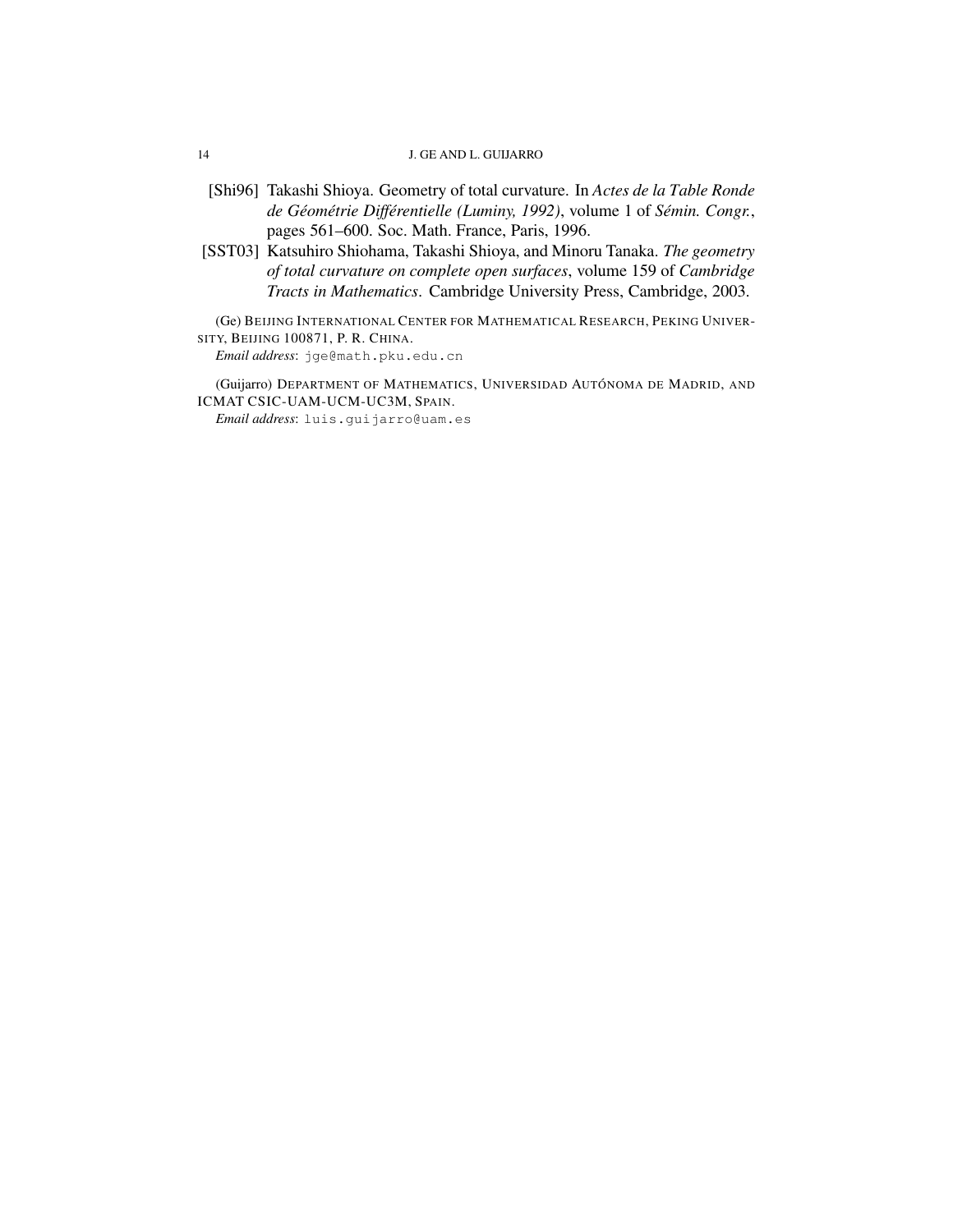[Shi96] Takashi Shioya. Geometry of total curvature. In *Actes de la Table Ronde de Géométrie Différentielle (Luminy, 1992)*, volume 1 of *Sémin. Congr.*, pages 561–600. Soc. Math. France, Paris, 1996.

[SST03] Katsuhiro Shiohama, Takashi Shioya, and Minoru Tanaka. *The geometry of total curvature on complete open surfaces*, volume 159 of *Cambridge Tracts in Mathematics*. Cambridge University Press, Cambridge, 2003.

(Ge) BEIJING INTERNATIONAL CENTER FOR MATHEMATICAL RESEARCH, PEKING UNIVERSITY, BEIJING 100871, P. R. CHINA.

*Email address*: jge@math.pku.edu.cn

(Guijarro) DEPARTMENT OF MATHEMATICS, UNIVERSIDAD AUTÓNOMA DE MADRID, AND ICMAT CSIC-UAM-UCM-UC3M, SPAIN.

*Email address*: luis.guijarro@uam.es